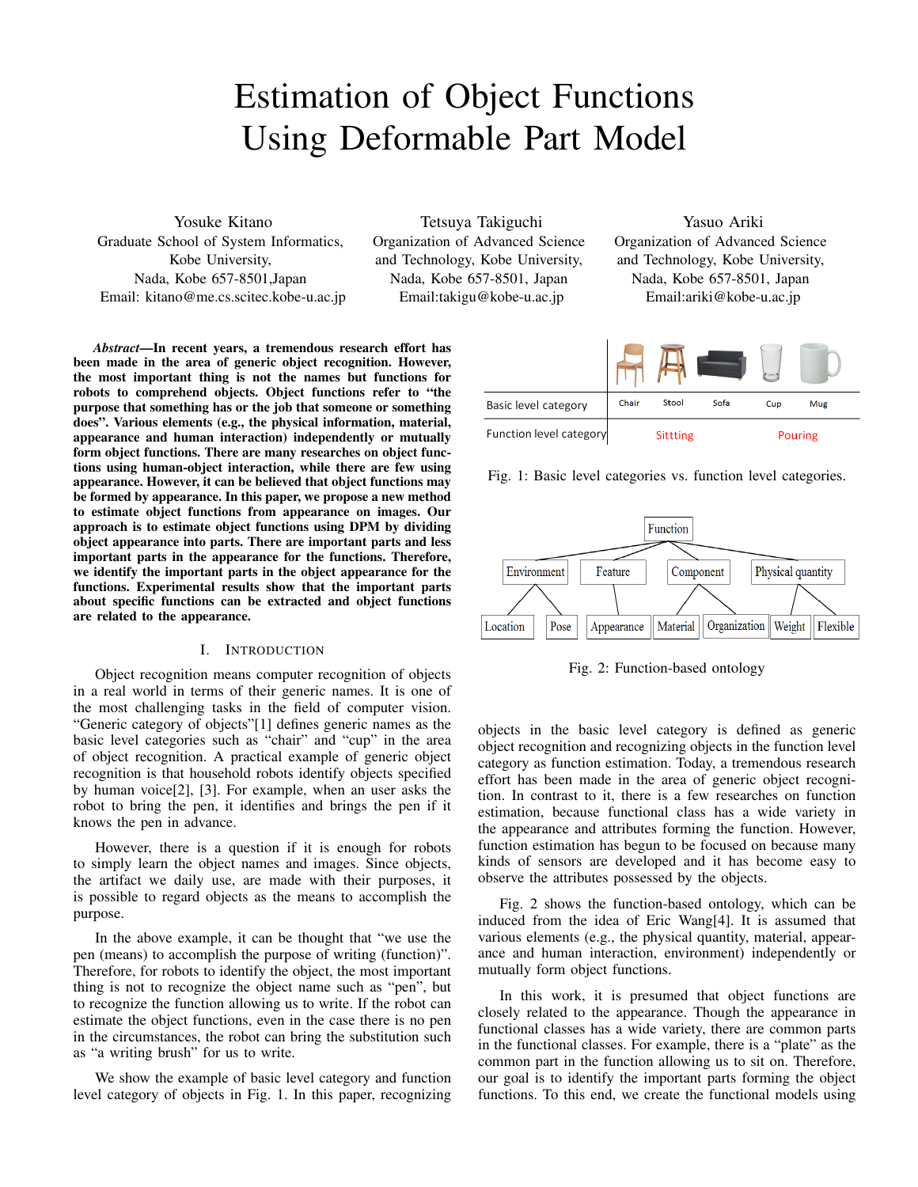# Estimation of Object Functions Using Deformable Part Model

Yosuke Kitano
Graduate School of System Informatics,
Kobe University,
Nada, Kobe 657-8501,Japan
Email: kitano@me.cs.scitec.kobe-u.ac.jp

Tetsuya Takiguchi
Organization of Advanced Science and Technology, Kobe University,
Nada, Kobe 657-8501, Japan
Email:takigu@kobe-u.ac.jp

Yasuo Ariki
Organization of Advanced Science and Technology, Kobe University,
Nada, Kobe 657-8501, Japan
Email:ariki@kobe-u.ac.jp

***Abstract*—In recent years, a tremendous research effort has been made in the area of generic object recognition. However, the most important thing is not the names but functions for robots to comprehend objects. Object functions refer to "the purpose that something has or the job that someone or something does". Various elements (e.g., the physical information, material, appearance and human interaction) independently or mutually form object functions. There are many researches on object functions using human-object interaction, while there are few using appearance. However, it can be believed that object functions may be formed by appearance. In this paper, we propose a new method to estimate object functions from appearance on images. Our approach is to estimate object functions using DPM by dividing object appearance into parts. There are important parts and less important parts in the appearance for the functions. Therefore, we identify the important parts in the object appearance for the functions. Experimental results show that the important parts about specific functions can be extracted and object functions are related to the appearance.**

## I. Introduction

Object recognition means computer recognition of objects in a real world in terms of their generic names. It is one of the most challenging tasks in the field of computer vision. "Generic category of objects"[1] defines generic names as the basic level categories such as "chair" and "cup" in the area of object recognition. A practical example of generic object recognition is that household robots identify objects specified by human voice[2], [3]. For example, when an user asks the robot to bring the pen, it identifies and brings the pen if it knows the pen in advance.

However, there is a question if it is enough for robots to simply learn the object names and images. Since objects, the artifact we daily use, are made with their purposes, it is possible to regard objects as the means to accomplish the purpose.

In the above example, it can be thought that "we use the pen (means) to accomplish the purpose of writing (function)". Therefore, for robots to identify the object, the most important thing is not to recognize the object name such as "pen", but to recognize the function allowing us to write. If the robot can estimate the object functions, even in the case there is no pen in the circumstances, the robot can bring the substitution such as "a writing brush" for us to write.

We show the example of basic level category and function level category of objects in Fig. 1. In this paper, recognizing objects in the basic level category is defined as generic object recognition and recognizing objects in the function level category as function estimation. Today, a tremendous research effort has been made in the area of generic object recognition. In contrast to it, there is a few researches on function estimation, because functional class has a wide variety in the appearance and attributes forming the function. However, function estimation has begun to be focused on because many kinds of sensors are developed and it has become easy to observe the attributes possessed by the objects.

| | | | | | |
|---|---|---|---|---|---|
| Basic level category | Chair | Stool | Sofa | Cup | Mug |
| Function level category | | Sitting | | Pouring | |

Fig. 1: Basic level categories vs. function level categories.

Function
Environment
Feature
Component
Physical quantity
Location
Pose
Appearance
Material
Organization
Weight
Flexible

Fig. 2: Function-based ontology

Fig. 2 shows the function-based ontology, which can be induced from the idea of Eric Wang[4]. It is assumed that various elements (e.g., the physical quantity, material, appearance and human interaction, environment) independently or mutually form object functions.

In this work, it is presumed that object functions are closely related to the appearance. Though the appearance in functional classes has a wide variety, there are common parts in the functional classes. For example, there is a "plate" as the common part in the function allowing us to sit on. Therefore, our goal is to identify the important parts forming the object functions. To this end, we create the functional models using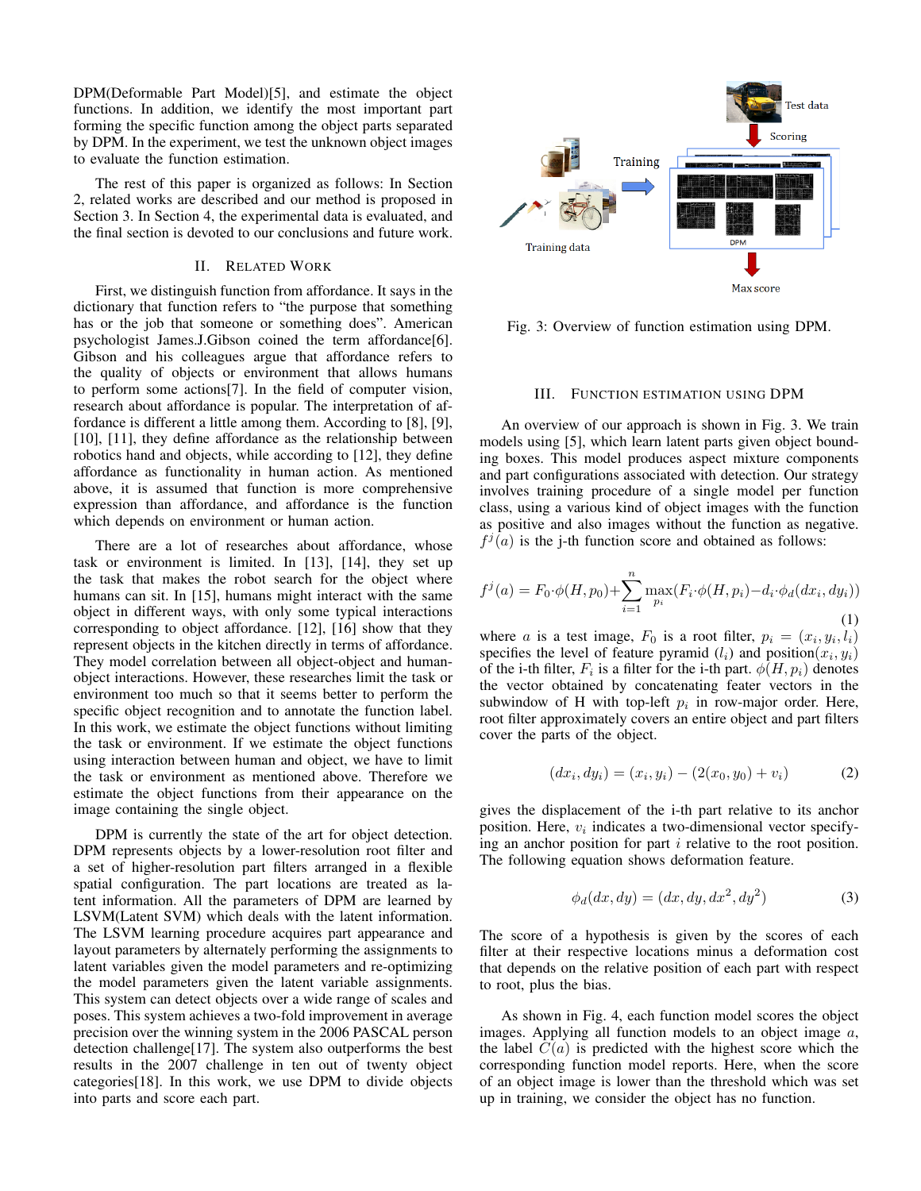DPM(Deformable Part Model)[5], and estimate the object functions. In addition, we identify the most important part forming the specific function among the object parts separated by DPM. In the experiment, we test the unknown object images to evaluate the function estimation.

The rest of this paper is organized as follows: In Section 2, related works are described and our method is proposed in Section 3. In Section 4, the experimental data is evaluated, and the final section is devoted to our conclusions and future work.

## II. Related Work

First, we distinguish function from affordance. It says in the dictionary that function refers to "the purpose that something has or the job that someone or something does". American psychologist James.J.Gibson coined the term affordance[6]. Gibson and his colleagues argue that affordance refers to the quality of objects or environment that allows humans to perform some actions[7]. In the field of computer vision, research about affordance is popular. The interpretation of affordance is different a little among them. According to [8], [9], [10], [11], they define affordance as the relationship between robotics hand and objects, while according to [12], they define affordance as functionality in human action. As mentioned above, it is assumed that function is more comprehensive expression than affordance, and affordance is the function which depends on environment or human action.

There are a lot of researches about affordance, whose task or environment is limited. In [13], [14], they set up the task that makes the robot search for the object where humans can sit. In [15], humans might interact with the same object in different ways, with only some typical interactions corresponding to object affordance. [12], [16] show that they represent objects in the kitchen directly in terms of affordance. They model correlation between all object-object and human-object interactions. However, these researches limit the task or environment too much so that it seems better to perform the specific object recognition and to annotate the function label. In this work, we estimate the object functions without limiting the task or environment. If we estimate the object functions using interaction between human and object, we have to limit the task or environment as mentioned above. Therefore we estimate the object functions from their appearance on the image containing the single object.

DPM is currently the state of the art for object detection. DPM represents objects by a lower-resolution root filter and a set of higher-resolution part filters arranged in a flexible spatial configuration. The part locations are treated as latent information. All the parameters of DPM are learned by LSVM(Latent SVM) which deals with the latent information. The LSVM learning procedure acquires part appearance and layout parameters by alternately performing the assignments to latent variables given the model parameters and re-optimizing the model parameters given the latent variable assignments. This system can detect objects over a wide range of scales and poses. This system achieves a two-fold improvement in average precision over the winning system in the 2006 PASCAL person detection challenge[17]. The system also outperforms the best results in the 2007 challenge in ten out of twenty object categories[18]. In this work, we use DPM to divide objects into parts and score each part.

Fig. 3: Overview of function estimation using DPM.

## III. Function estimation using DPM

An overview of our approach is shown in Fig. 3. We train models using [5], which learn latent parts given object bounding boxes. This model produces aspect mixture components and part configurations associated with detection. Our strategy involves training procedure of a single model per function class, using a various kind of object images with the function as positive and also images without the function as negative. $f^j(a)$ is the j-th function score and obtained as follows:

$$f^j(a) = F_0 \cdot \phi(H, p_0) + \sum_{i=1}^{n} \max_{p_i}(F_i \cdot \phi(H, p_i) - d_i \cdot \phi_d(dx_i, dy_i)) \tag{1}$$

where $a$ is a test image, $F_0$ is a root filter, $p_i = (x_i, y_i, l_i)$ specifies the level of feature pyramid $(l_i)$ and position$(x_i, y_i)$ of the i-th filter, $F_i$ is a filter for the i-th part. $\phi(H, p_i)$ denotes the vector obtained by concatenating feater vectors in the subwindow of H with top-left $p_i$ in row-major order. Here, root filter approximately covers an entire object and part filters cover the parts of the object.

$$(dx_i, dy_i) = (x_i, y_i) - (2(x_0, y_0) + v_i) \tag{2}$$

gives the displacement of the i-th part relative to its anchor position. Here, $v_i$ indicates a two-dimensional vector specifying an anchor position for part $i$ relative to the root position. The following equation shows deformation feature.

$$\phi_d(dx, dy) = (dx, dy, dx^2, dy^2) \tag{3}$$

The score of a hypothesis is given by the scores of each filter at their respective locations minus a deformation cost that depends on the relative position of each part with respect to root, plus the bias.

As shown in Fig. 4, each function model scores the object images. Applying all function models to an object image $a$, the label $C(a)$ is predicted with the highest score which the corresponding function model reports. Here, when the score of an object image is lower than the threshold which was set up in training, we consider the object has no function.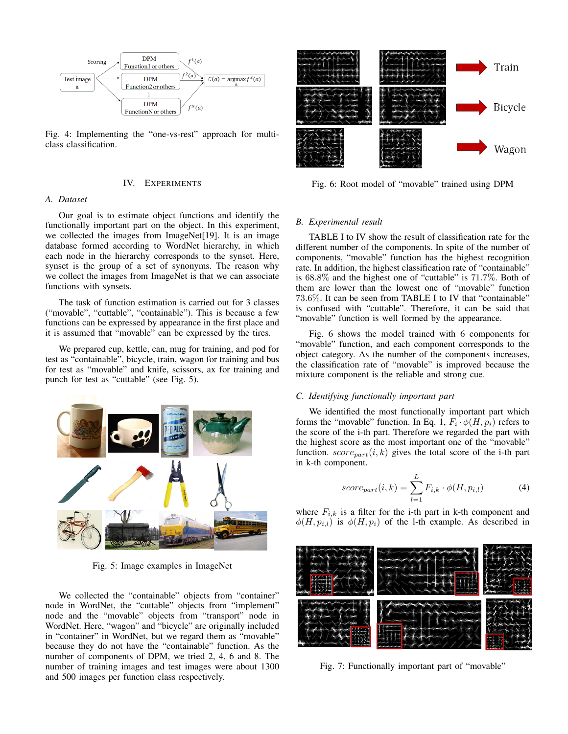Fig. 4: Implementing the "one-vs-rest" approach for multi-class classification.

## IV. Experiments

### A. Dataset

Our goal is to estimate object functions and identify the functionally important part on the object. In this experiment, we collected the images from ImageNet[19]. It is an image database formed according to WordNet hierarchy, in which each node in the hierarchy corresponds to the synset. Here, synset is the group of a set of synonyms. The reason why we collect the images from ImageNet is that we can associate functions with synsets.

The task of function estimation is carried out for 3 classes ("movable", "cuttable", "containable"). This is because a few functions can be expressed by appearance in the first place and it is assumed that "movable" can be expressed by the tires.

We prepared cup, kettle, can, mug for training, and pod for test as "containable", bicycle, train, wagon for training and bus for test as "movable" and knife, scissors, ax for training and punch for test as "cuttable" (see Fig. 5).

Fig. 5: Image examples in ImageNet

We collected the "containable" objects from "container" node in WordNet, the "cuttable" objects from "implement" node and the "movable" objects from "transport" node in WordNet. Here, "wagon" and "bicycle" are originally included in "container" in WordNet, but we regard them as "movable" because they do not have the "containable" function. As the number of components of DPM, we tried 2, 4, 6 and 8. The number of training images and test images were about 1300 and 500 images per function class respectively.

Fig. 6: Root model of "movable" trained using DPM

### B. Experimental result

TABLE I to IV show the result of classification rate for the different number of the components. In spite of the number of components, "movable" function has the highest recognition rate. In addition, the highest classification rate of "containable" is $68.8\%$ and the highest one of "cuttable" is $71.7\%$. Both of them are lower than the lowest one of "movable" function $73.6\%$. It can be seen from TABLE I to IV that "containable" is confused with "cuttable". Therefore, it can be said that "movable" function is well formed by the appearance.

Fig. 6 shows the model trained with 6 components for "movable" function, and each component corresponds to the object category. As the number of the components increases, the classification rate of "movable" is improved because the mixture component is the reliable and strong cue.

### C. Identifying functionally important part

We identified the most functionally important part which forms the "movable" function. In Eq. 1, $F_i \cdot \phi(H, p_i)$ refers to the score of the i-th part. Therefore we regarded the part with the highest score as the most important one of the "movable" function. $score_{part}(i, k)$ gives the total score of the i-th part in k-th component.

$$score_{part}(i, k) = \sum_{l=1}^{L} F_{i,k} \cdot \phi(H, p_{i,l}) \tag{4}$$

where $F_{i,k}$ is a filter for the i-th part in k-th component and $\phi(H, p_{i,l})$ is $\phi(H, p_i)$ of the l-th example. As described in

Fig. 7: Functionally important part of "movable"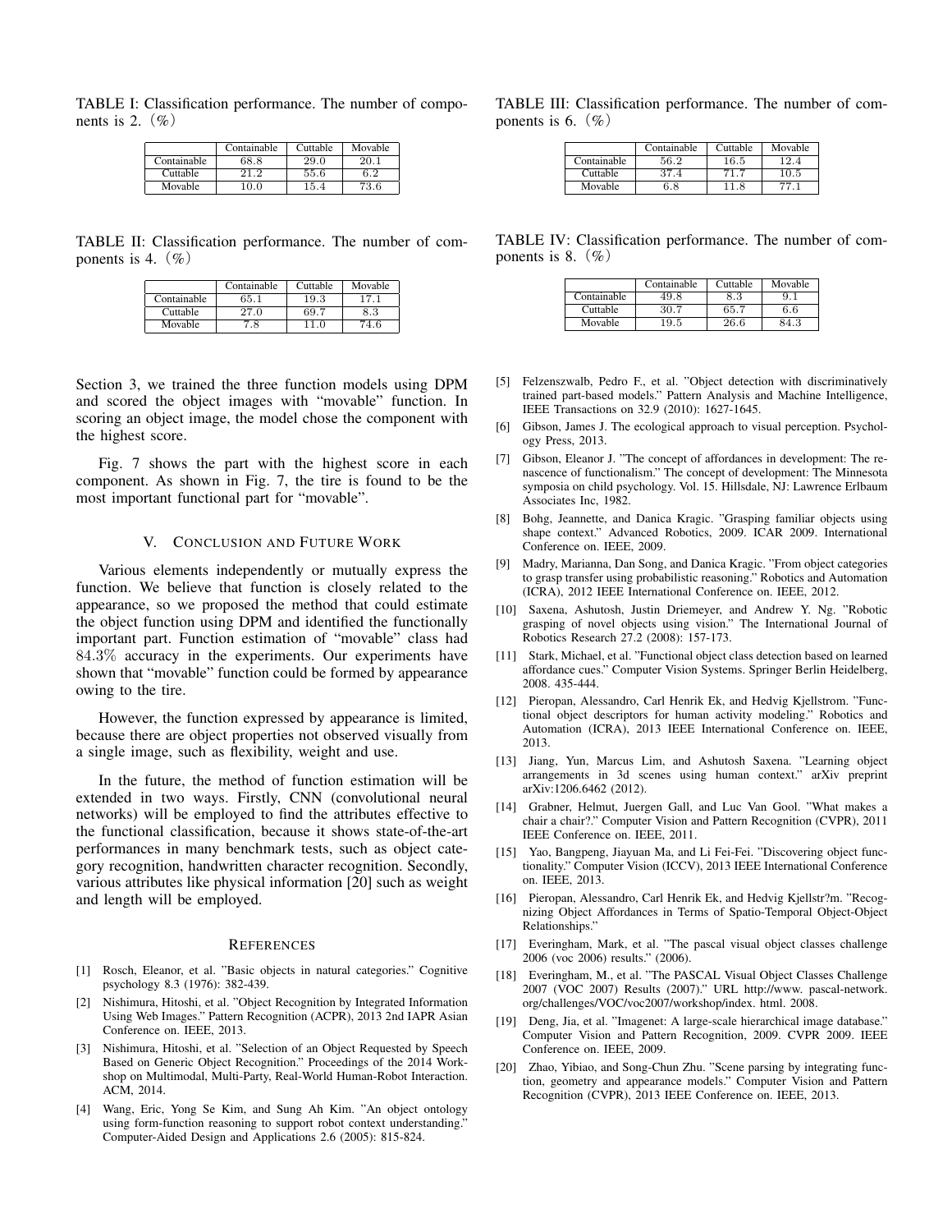TABLE I: Classification performance. The number of components is 2.（%）

| | Containable | Cuttable | Movable |
|---|---|---|---|
| Containable | 68.8 | 29.0 | 20.1 |
| Cuttable | 21.2 | 55.6 | 6.2 |
| Movable | 10.0 | 15.4 | 73.6 |

TABLE II: Classification performance. The number of components is 4.（%）

| | Containable | Cuttable | Movable |
|---|---|---|---|
| Containable | 65.1 | 19.3 | 17.1 |
| Cuttable | 27.0 | 69.7 | 8.3 |
| Movable | 7.8 | 11.0 | 74.6 |

TABLE III: Classification performance. The number of components is 6.（%）

| | Containable | Cuttable | Movable |
|---|---|---|---|
| Containable | 56.2 | 16.5 | 12.4 |
| Cuttable | 37.4 | 71.7 | 10.5 |
| Movable | 6.8 | 11.8 | 77.1 |

TABLE IV: Classification performance. The number of components is 8.（%）

| | Containable | Cuttable | Movable |
|---|---|---|---|
| Containable | 49.8 | 8.3 | 9.1 |
| Cuttable | 30.7 | 65.7 | 6.6 |
| Movable | 19.5 | 26.6 | 84.3 |

Section 3, we trained the three function models using DPM and scored the object images with "movable" function. In scoring an object image, the model chose the component with the highest score.

Fig. 7 shows the part with the highest score in each component. As shown in Fig. 7, the tire is found to be the most important functional part for "movable".

## V. Conclusion and Future Work

Various elements independently or mutually express the function. We believe that function is closely related to the appearance, so we proposed the method that could estimate the object function using DPM and identified the functionally important part. Function estimation of "movable" class had $84.3\%$ accuracy in the experiments. Our experiments have shown that "movable" function could be formed by appearance owing to the tire.

However, the function expressed by appearance is limited, because there are object properties not observed visually from a single image, such as flexibility, weight and use.

In the future, the method of function estimation will be extended in two ways. Firstly, CNN (convolutional neural networks) will be employed to find the attributes effective to the functional classification, because it shows state-of-the-art performances in many benchmark tests, such as object category recognition, handwritten character recognition. Secondly, various attributes like physical information [20] such as weight and length will be employed.

## References

[1] Rosch, Eleanor, et al. "Basic objects in natural categories." Cognitive psychology 8.3 (1976): 382-439.

[2] Nishimura, Hitoshi, et al. "Object Recognition by Integrated Information Using Web Images." Pattern Recognition (ACPR), 2013 2nd IAPR Asian Conference on. IEEE, 2013.

[3] Nishimura, Hitoshi, et al. "Selection of an Object Requested by Speech Based on Generic Object Recognition." Proceedings of the 2014 Workshop on Multimodal, Multi-Party, Real-World Human-Robot Interaction. ACM, 2014.

[4] Wang, Eric, Yong Se Kim, and Sung Ah Kim. "An object ontology using form-function reasoning to support robot context understanding." Computer-Aided Design and Applications 2.6 (2005): 815-824.

[5] Felzenszwalb, Pedro F., et al. "Object detection with discriminatively trained part-based models." Pattern Analysis and Machine Intelligence, IEEE Transactions on 32.9 (2010): 1627-1645.

[6] Gibson, James J. The ecological approach to visual perception. Psychology Press, 2013.

[7] Gibson, Eleanor J. "The concept of affordances in development: The renascence of functionalism." The concept of development: The Minnesota symposia on child psychology. Vol. 15. Hillsdale, NJ: Lawrence Erlbaum Associates Inc, 1982.

[8] Bohg, Jeannette, and Danica Kragic. "Grasping familiar objects using shape context." Advanced Robotics, 2009. ICAR 2009. International Conference on. IEEE, 2009.

[9] Madry, Marianna, Dan Song, and Danica Kragic. "From object categories to grasp transfer using probabilistic reasoning." Robotics and Automation (ICRA), 2012 IEEE International Conference on. IEEE, 2012.

[10] Saxena, Ashutosh, Justin Driemeyer, and Andrew Y. Ng. "Robotic grasping of novel objects using vision." The International Journal of Robotics Research 27.2 (2008): 157-173.

[11] Stark, Michael, et al. "Functional object class detection based on learned affordance cues." Computer Vision Systems. Springer Berlin Heidelberg, 2008. 435-444.

[12] Pieropan, Alessandro, Carl Henrik Ek, and Hedvig Kjellstrom. "Functional object descriptors for human activity modeling." Robotics and Automation (ICRA), 2013 IEEE International Conference on. IEEE, 2013.

[13] Jiang, Yun, Marcus Lim, and Ashutosh Saxena. "Learning object arrangements in 3d scenes using human context." arXiv preprint arXiv:1206.6462 (2012).

[14] Grabner, Helmut, Juergen Gall, and Luc Van Gool. "What makes a chair a chair?." Computer Vision and Pattern Recognition (CVPR), 2011 IEEE Conference on. IEEE, 2011.

[15] Yao, Bangpeng, Jiayuan Ma, and Li Fei-Fei. "Discovering object functionality." Computer Vision (ICCV), 2013 IEEE International Conference on. IEEE, 2013.

[16] Pieropan, Alessandro, Carl Henrik Ek, and Hedvig Kjellstr?m. "Recognizing Object Affordances in Terms of Spatio-Temporal Object-Object Relationships."

[17] Everingham, Mark, et al. "The pascal visual object classes challenge 2006 (voc 2006) results." (2006).

[18] Everingham, M., et al. "The PASCAL Visual Object Classes Challenge 2007 (VOC 2007) Results (2007)." URL http://www. pascal-network. org/challenges/VOC/voc2007/workshop/index. html. 2008.

[19] Deng, Jia, et al. "Imagenet: A large-scale hierarchical image database." Computer Vision and Pattern Recognition, 2009. CVPR 2009. IEEE Conference on. IEEE, 2009.

[20] Zhao, Yibiao, and Song-Chun Zhu. "Scene parsing by integrating function, geometry and appearance models." Computer Vision and Pattern Recognition (CVPR), 2013 IEEE Conference on. IEEE, 2013.